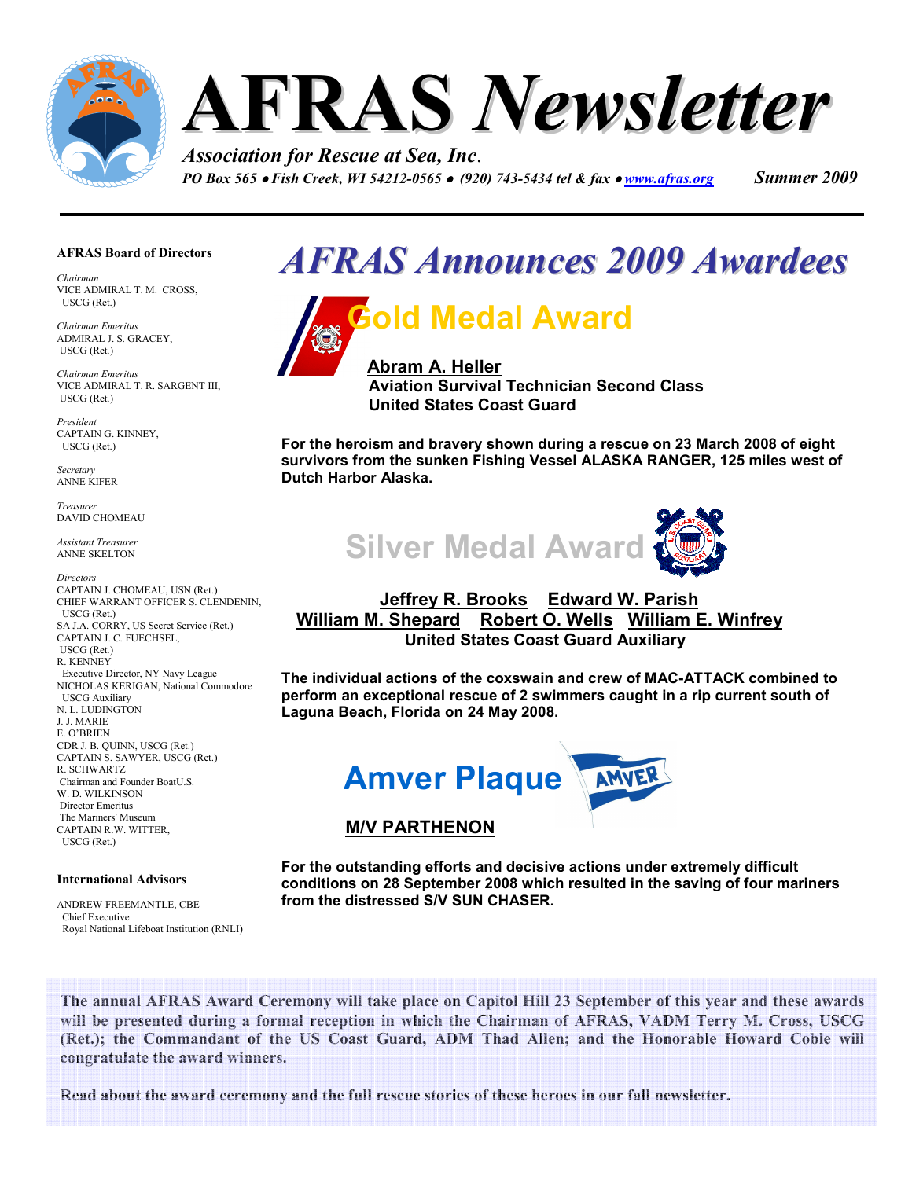# AFRAS Newsletter

*Association for Rescue at Sea, Inc.*

*PO Box 565 • Fish Creek, WI 54212-0565 • (920) 743-5434 tel & fax • www.afras.org*

*Summer 2009*

## AFRAS Announces 2009 Awardees

### Gold Medal Award

**Abram A. Heller**
**Aviation Survival Technician Second Class**
**United States Coast Guard**

**For the heroism and bravery shown during a rescue on 23 March 2008 of eight survivors from the sunken Fishing Vessel ALASKA RANGER, 125 miles west of Dutch Harbor Alaska.**

### Silver Medal Award

**Jeffrey R. Brooks   Edward W. Parish**
**William M. Shepard   Robert O. Wells   William E. Winfrey**
**United States Coast Guard Auxiliary**

**The individual actions of the coxswain and crew of MAC-ATTACK combined to perform an exceptional rescue of 2 swimmers caught in a rip current south of Laguna Beach, Florida on 24 May 2008.**

### Amver Plaque

**M/V PARTHENON**

**For the outstanding efforts and decisive actions under extremely difficult conditions on 28 September 2008 which resulted in the saving of four mariners from the distressed S/V SUN CHASER.**

The annual AFRAS Award Ceremony will take place on Capitol Hill 23 September of this year and these awards will be presented during a formal reception in which the Chairman of AFRAS, VADM Terry M. Cross, USCG (Ret.); the Commandant of the US Coast Guard, ADM Thad Allen; and the Honorable Howard Coble will congratulate the award winners.

Read about the award ceremony and the full rescue stories of these heroes in our fall newsletter.

---

**AFRAS Board of Directors**

*Chairman*
VICE ADMIRAL T. M. CROSS, USCG (Ret.)

*Chairman Emeritus*
ADMIRAL J. S. GRACEY, USCG (Ret.)

*Chairman Emeritus*
VICE ADMIRAL T. R. SARGENT III, USCG (Ret.)

*President*
CAPTAIN G. KINNEY, USCG (Ret.)

*Secretary*
ANNE KIFER

*Treasurer*
DAVID CHOMEAU

*Assistant Treasurer*
ANNE SKELTON

*Directors*
CAPTAIN J. CHOMEAU, USN (Ret.)
CHIEF WARRANT OFFICER S. CLENDENIN, USCG (Ret.)
SA J.A. CORRY, US Secret Service (Ret.)
CAPTAIN J. C. FUECHSEL, USCG (Ret.)
R. KENNEY
Executive Director, NY Navy League
NICHOLAS KERIGAN, National Commodore USCG Auxiliary
N. L. LUDINGTON
J. J. MARIE
E. O'BRIEN
CDR J. B. QUINN, USCG (Ret.)
CAPTAIN S. SAWYER, USCG (Ret.)
R. SCHWARTZ
Chairman and Founder BoatU.S.
W. D. WILKINSON
Director Emeritus
The Mariners' Museum
CAPTAIN R.W. WITTER, USCG (Ret.)

**International Advisors**

ANDREW FREEMANTLE, CBE
Chief Executive
Royal National Lifeboat Institution (RNLI)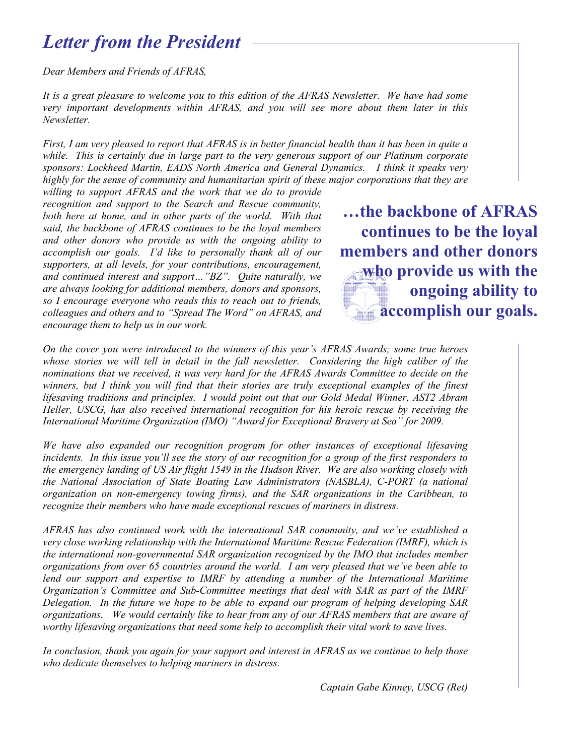# *Letter from the President*

*Dear Members and Friends of AFRAS,*

*It is a great pleasure to welcome you to this edition of the AFRAS Newsletter. We have had some very important developments within AFRAS, and you will see more about them later in this Newsletter.*

*First, I am very pleased to report that AFRAS is in better financial health than it has been in quite a while. This is certainly due in large part to the very generous support of our Platinum corporate sponsors: Lockheed Martin, EADS North America and General Dynamics. I think it speaks very highly for the sense of community and humanitarian spirit of these major corporations that they are willing to support AFRAS and the work that we do to provide recognition and support to the Search and Rescue community, both here at home, and in other parts of the world. With that said, the backbone of AFRAS continues to be the loyal members and other donors who provide us with the ongoing ability to accomplish our goals. I'd like to personally thank all of our supporters, at all levels, for your contributions, encouragement, and continued interest and support…"BZ". Quite naturally, we are always looking for additional members, donors and sponsors, so I encourage everyone who reads this to reach out to friends, colleagues and others and to "Spread The Word" on AFRAS, and encourage them to help us in our work.*

> **…the backbone of AFRAS continues to be the loyal members and other donors who provide us with the ongoing ability to accomplish our goals.**

*On the cover you were introduced to the winners of this year's AFRAS Awards; some true heroes whose stories we will tell in detail in the fall newsletter. Considering the high caliber of the nominations that we received, it was very hard for the AFRAS Awards Committee to decide on the winners, but I think you will find that their stories are truly exceptional examples of the finest lifesaving traditions and principles. I would point out that our Gold Medal Winner, AST2 Abram Heller, USCG, has also received international recognition for his heroic rescue by receiving the International Maritime Organization (IMO) "Award for Exceptional Bravery at Sea" for 2009.*

*We have also expanded our recognition program for other instances of exceptional lifesaving incidents. In this issue you'll see the story of our recognition for a group of the first responders to the emergency landing of US Air flight 1549 in the Hudson River. We are also working closely with the National Association of State Boating Law Administrators (NASBLA), C-PORT (a national organization on non-emergency towing firms), and the SAR organizations in the Caribbean, to recognize their members who have made exceptional rescues of mariners in distress.*

*AFRAS has also continued work with the international SAR community, and we've established a very close working relationship with the International Maritime Rescue Federation (IMRF), which is the international non-governmental SAR organization recognized by the IMO that includes member organizations from over 65 countries around the world. I am very pleased that we've been able to lend our support and expertise to IMRF by attending a number of the International Maritime Organization's Committee and Sub-Committee meetings that deal with SAR as part of the IMRF Delegation. In the future we hope to be able to expand our program of helping developing SAR organizations. We would certainly like to hear from any of our AFRAS members that are aware of worthy lifesaving organizations that need some help to accomplish their vital work to save lives.*

*In conclusion, thank you again for your support and interest in AFRAS as we continue to help those who dedicate themselves to helping mariners in distress.*

*Captain Gabe Kinney, USCG (Ret)*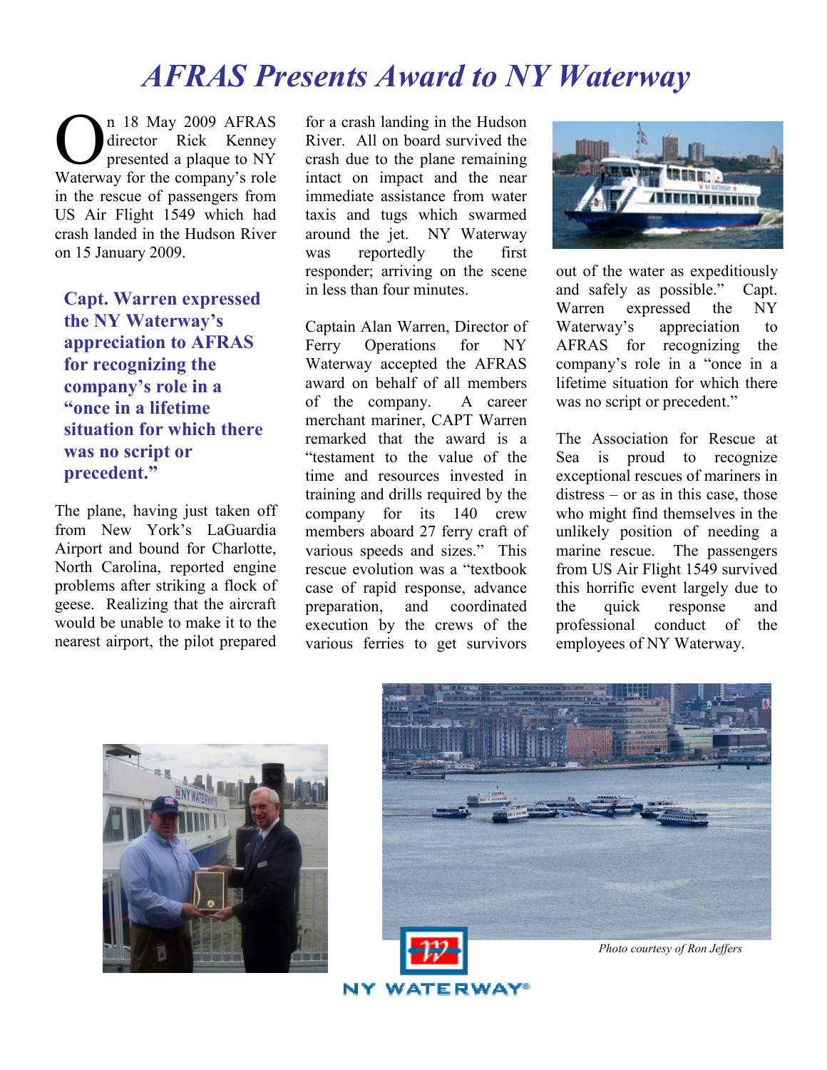# AFRAS Presents Award to NY Waterway

On 18 May 2009 AFRAS director Rick Kenney presented a plaque to NY Waterway for the company's role in the rescue of passengers from US Air Flight 1549 which had crash landed in the Hudson River on 15 January 2009.

> **Capt. Warren expressed the NY Waterway's appreciation to AFRAS for recognizing the company's role in a "once in a lifetime situation for which there was no script or precedent."**

The plane, having just taken off from New York's LaGuardia Airport and bound for Charlotte, North Carolina, reported engine problems after striking a flock of geese. Realizing that the aircraft would be unable to make it to the nearest airport, the pilot prepared for a crash landing in the Hudson River. All on board survived the crash due to the plane remaining intact on impact and the near immediate assistance from water taxis and tugs which swarmed around the jet. NY Waterway was reportedly the first responder; arriving on the scene in less than four minutes.

Captain Alan Warren, Director of Ferry Operations for NY Waterway accepted the AFRAS award on behalf of all members of the company. A career merchant mariner, CAPT Warren remarked that the award is a "testament to the value of the time and resources invested in training and drills required by the company for its 140 crew members aboard 27 ferry craft of various speeds and sizes." This rescue evolution was a "textbook case of rapid response, advance preparation, and coordinated execution by the crews of the various ferries to get survivors out of the water as expeditiously and safely as possible." Capt. Warren expressed the NY Waterway's appreciation to AFRAS for recognizing the company's role in a "once in a lifetime situation for which there was no script or precedent."

The Association for Rescue at Sea is proud to recognize exceptional rescues of mariners in distress – or as in this case, those who might find themselves in the unlikely position of needing a marine rescue. The passengers from US Air Flight 1549 survived this horrific event largely due to the quick response and professional conduct of the employees of NY Waterway.

*Photo courtesy of Ron Jeffers*

NY WATERWAY®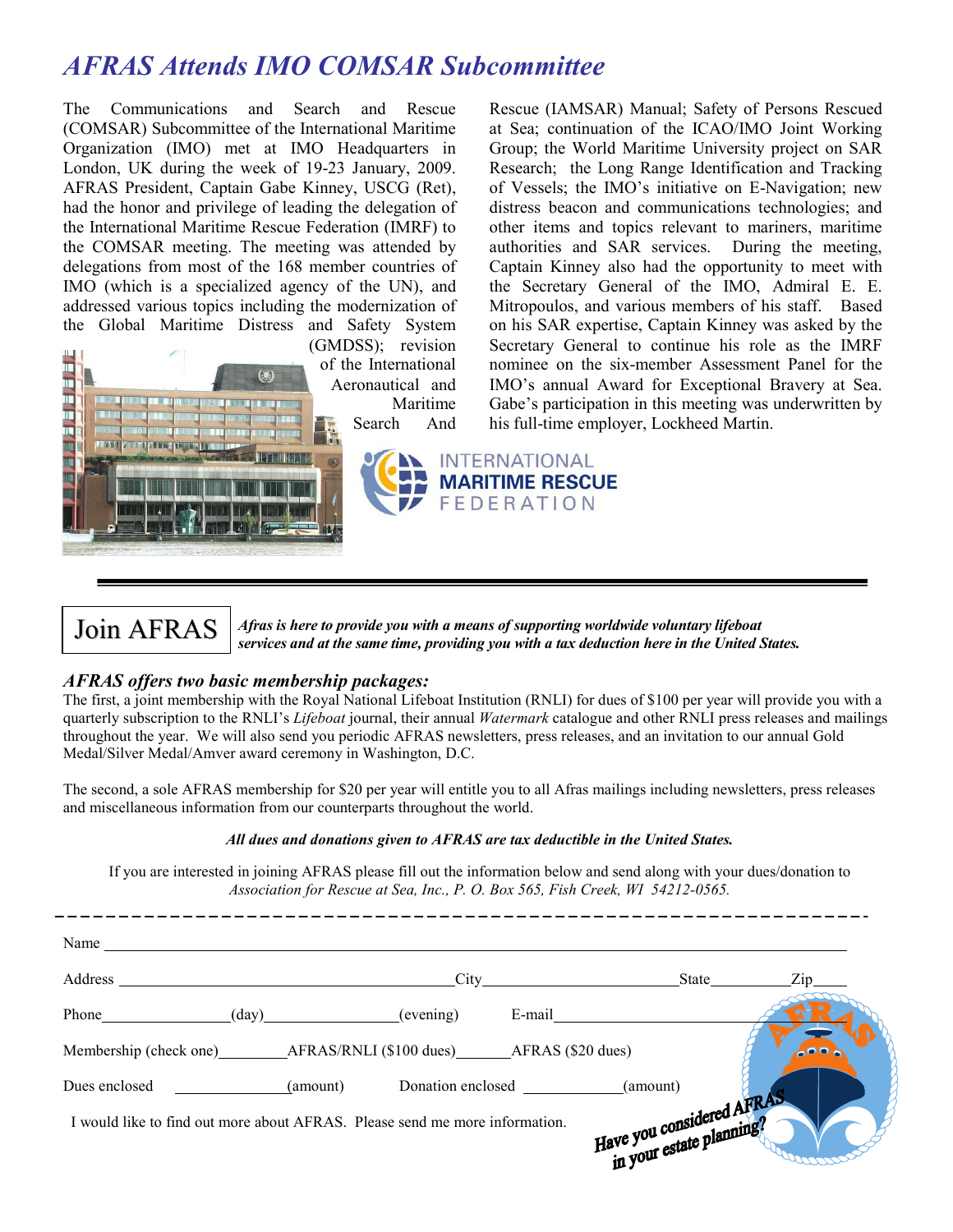# AFRAS Attends IMO COMSAR Subcommittee

The Communications and Search and Rescue (COMSAR) Subcommittee of the International Maritime Organization (IMO) met at IMO Headquarters in London, UK during the week of 19-23 January, 2009. AFRAS President, Captain Gabe Kinney, USCG (Ret), had the honor and privilege of leading the delegation of the International Maritime Rescue Federation (IMRF) to the COMSAR meeting. The meeting was attended by delegations from most of the 168 member countries of IMO (which is a specialized agency of the UN), and addressed various topics including the modernization of the Global Maritime Distress and Safety System (GMDSS); revision of the International Aeronautical and Maritime Search And Rescue (IAMSAR) Manual; Safety of Persons Rescued at Sea; continuation of the ICAO/IMO Joint Working Group; the World Maritime University project on SAR Research; the Long Range Identification and Tracking of Vessels; the IMO's initiative on E-Navigation; new distress beacon and communications technologies; and other items and topics relevant to mariners, maritime authorities and SAR services. During the meeting, Captain Kinney also had the opportunity to meet with the Secretary General of the IMO, Admiral E. E. Mitropoulos, and various members of his staff. Based on his SAR expertise, Captain Kinney was asked by the Secretary General to continue his role as the IMRF nominee on the six-member Assessment Panel for the IMO's annual Award for Exceptional Bravery at Sea. Gabe's participation in this meeting was underwritten by his full-time employer, Lockheed Martin.

INTERNATIONAL MARITIME RESCUE FEDERATION

---

## Join AFRAS

***Afras is here to provide you with a means of supporting worldwide voluntary lifeboat services and at the same time, providing you with a tax deduction here in the United States.***

### *AFRAS offers two basic membership packages:*

The first, a joint membership with the Royal National Lifeboat Institution (RNLI) for dues of $100 per year will provide you with a quarterly subscription to the RNLI's *Lifeboat* journal, their annual *Watermark* catalogue and other RNLI press releases and mailings throughout the year. We will also send you periodic AFRAS newsletters, press releases, and an invitation to our annual Gold Medal/Silver Medal/Amver award ceremony in Washington, D.C.

The second, a sole AFRAS membership for $20 per year will entitle you to all Afras mailings including newsletters, press releases and miscellaneous information from our counterparts throughout the world.

***All dues and donations given to AFRAS are tax deductible in the United States.***

If you are interested in joining AFRAS please fill out the information below and send along with your dues/donation to *Association for Rescue at Sea, Inc., P. O. Box 565, Fish Creek, WI 54212-0565.*

Name \_\_\_\_\_\_\_\_\_\_\_\_\_\_\_\_\_\_\_\_\_\_\_\_\_\_\_\_\_\_\_\_\_\_\_\_\_\_\_\_\_\_\_\_\_\_\_\_

Address \_\_\_\_\_\_\_\_\_\_\_\_\_\_\_\_\_\_\_\_ City \_\_\_\_\_\_\_\_\_\_\_\_ State \_\_\_\_\_ Zip \_\_\_\_

Phone \_\_\_\_\_\_\_\_ (day) \_\_\_\_\_\_\_\_ (evening) E-mail \_\_\_\_\_\_\_\_\_\_\_\_

Membership (check one) \_\_\_\_ AFRAS/RNLI ($100 dues) \_\_\_\_ AFRAS ($20 dues)

Dues enclosed \_\_\_\_\_\_\_ (amount) Donation enclosed \_\_\_\_\_\_\_ (amount)

I would like to find out more about AFRAS. Please send me more information.

AFRAS

**Have you considered AFRAS in your estate planning?**